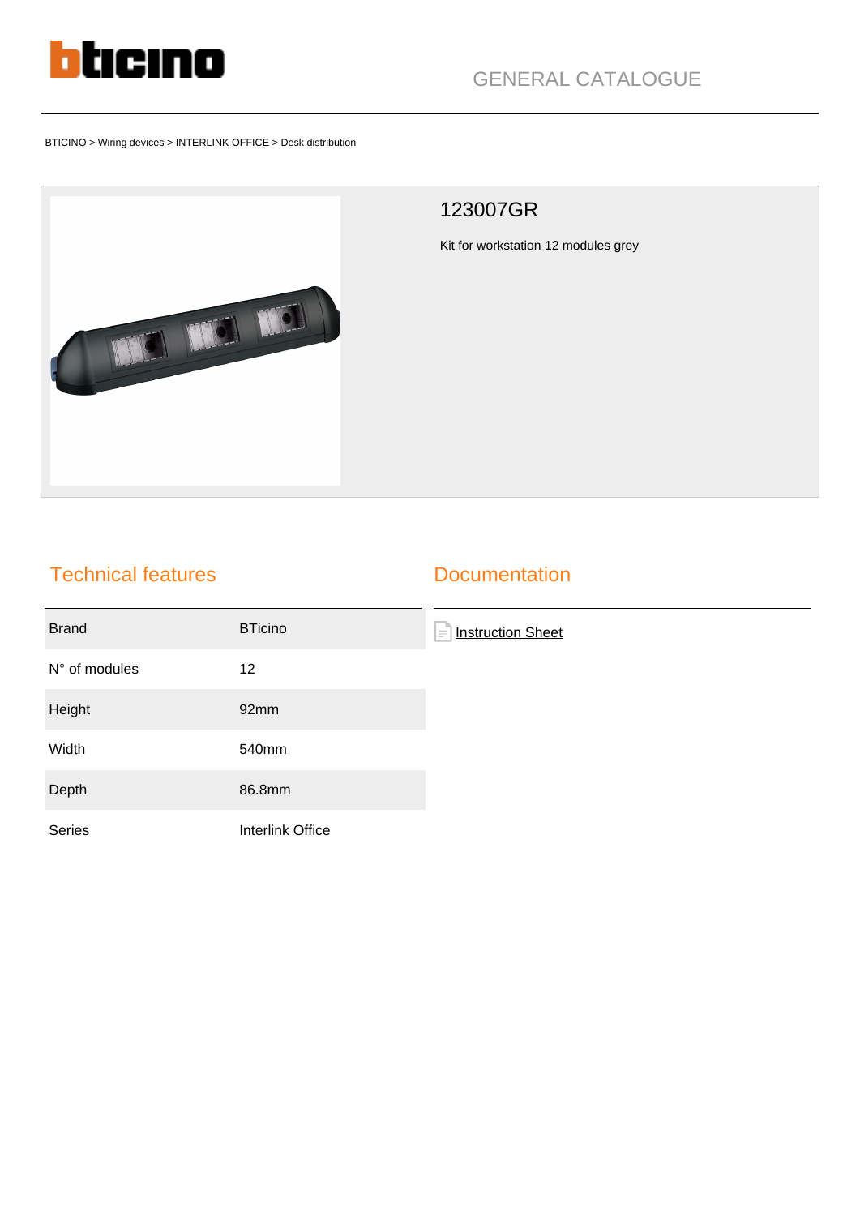GENERAL CATALOGUE

BTICINO > Wiring devices > INTERLINK OFFICE > Desk distribution

## 123007GR

Kit for workstation 12 modules grey

## Technical features

| Brand | BTicino |
| --- | --- |
| N° of modules | 12 |
| Height | 92mm |
| Width | 540mm |
| Depth | 86.8mm |
| Series | Interlink Office |

## Documentation

Instruction Sheet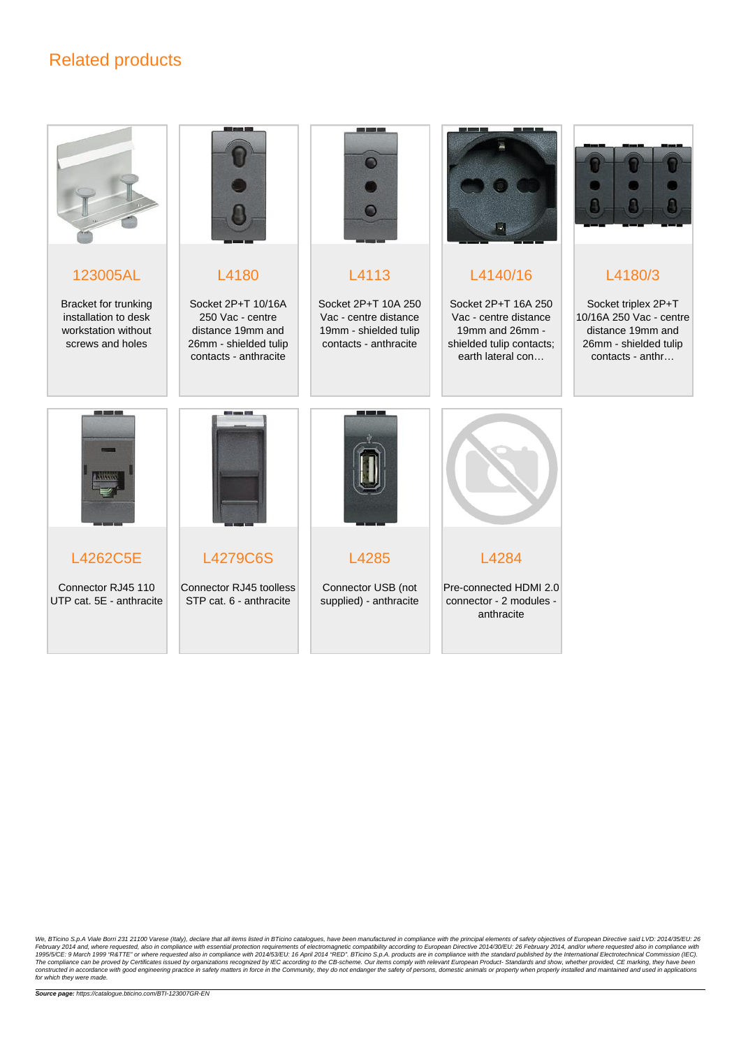## Related products

### 123005AL

Bracket for trunking installation to desk workstation without screws and holes

### L4180

Socket 2P+T 10/16A 250 Vac - centre distance 19mm and 26mm - shielded tulip contacts - anthracite

### L4113

Socket 2P+T 10A 250 Vac - centre distance 19mm - shielded tulip contacts - anthracite

### L4140/16

Socket 2P+T 16A 250 Vac - centre distance 19mm and 26mm - shielded tulip contacts; earth lateral con…

### L4180/3

Socket triplex 2P+T 10/16A 250 Vac - centre distance 19mm and 26mm - shielded tulip contacts - anthr…

### L4262C5E

Connector RJ45 110 UTP cat. 5E - anthracite

### L4279C6S

Connector RJ45 toolless STP cat. 6 - anthracite

### L4285

Connector USB (not supplied) - anthracite

### L4284

Pre-connected HDMI 2.0 connector - 2 modules - anthracite

*We, BTicino S.p.A Viale Borri 231 21100 Varese (Italy), declare that all items listed in BTicino catalogues, have been manufactured in compliance with the principal elements of safety objectives of European Directive said LVD: 2014/35/EU: 26 February 2014 and, where requested, also in compliance with essential protection requirements of electromagnetic compatibility according to European Directive 2014/30/EU: 26 February 2014, and/or where requested also in compliance with 1995/5/CE: 9 March 1999 "R&TTE" or where requested also in compliance with 2014/53/EU: 16 April 2014 "RED". BTicino S.p.A. products are in compliance with the standard published by the International Electrotechnical Commission (IEC). The compliance can be proved by Certificates issued by organizations recognized by IEC according to the CB-scheme. Our items comply with relevant European Product- Standards and show, whether provided, CE marking, they have been constructed in accordance with good engineering practice in safety matters in force in the Community, they do not endanger the safety of persons, domestic animals or property when properly installed and maintained and used in applications for which they were made.*

**Source page:** https://catalogue.bticino.com/BTI-123007GR-EN